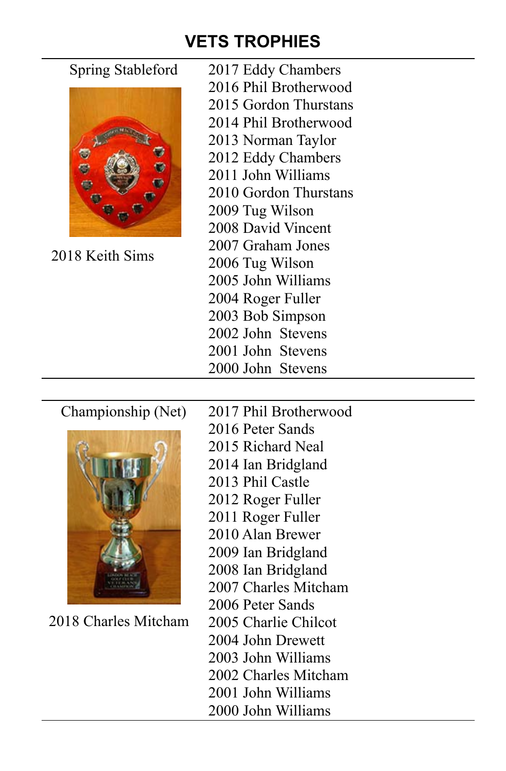# VETS TROPHIES

| Spring Stableford | |
|---|---|
| 2018 Keith Sims | 2017 Eddy Chambers |
| | 2016 Phil Brotherwood |
| | 2015 Gordon Thurstans |
| | 2014 Phil Brotherwood |
| | 2013 Norman Taylor |
| | 2012 Eddy Chambers |
| | 2011 John Williams |
| | 2010 Gordon Thurstans |
| | 2009 Tug Wilson |
| | 2008 David Vincent |
| | 2007 Graham Jones |
| | 2006 Tug Wilson |
| | 2005 John Williams |
| | 2004 Roger Fuller |
| | 2003 Bob Simpson |
| | 2002 John Stevens |
| | 2001 John Stevens |
| | 2000 John Stevens |

| Championship (Net) | |
|---|---|
| 2018 Charles Mitcham | 2017 Phil Brotherwood |
| | 2016 Peter Sands |
| | 2015 Richard Neal |
| | 2014 Ian Bridgland |
| | 2013 Phil Castle |
| | 2012 Roger Fuller |
| | 2011 Roger Fuller |
| | 2010 Alan Brewer |
| | 2009 Ian Bridgland |
| | 2008 Ian Bridgland |
| | 2007 Charles Mitcham |
| | 2006 Peter Sands |
| | 2005 Charlie Chilcot |
| | 2004 John Drewett |
| | 2003 John Williams |
| | 2002 Charles Mitcham |
| | 2001 John Williams |
| | 2000 John Williams |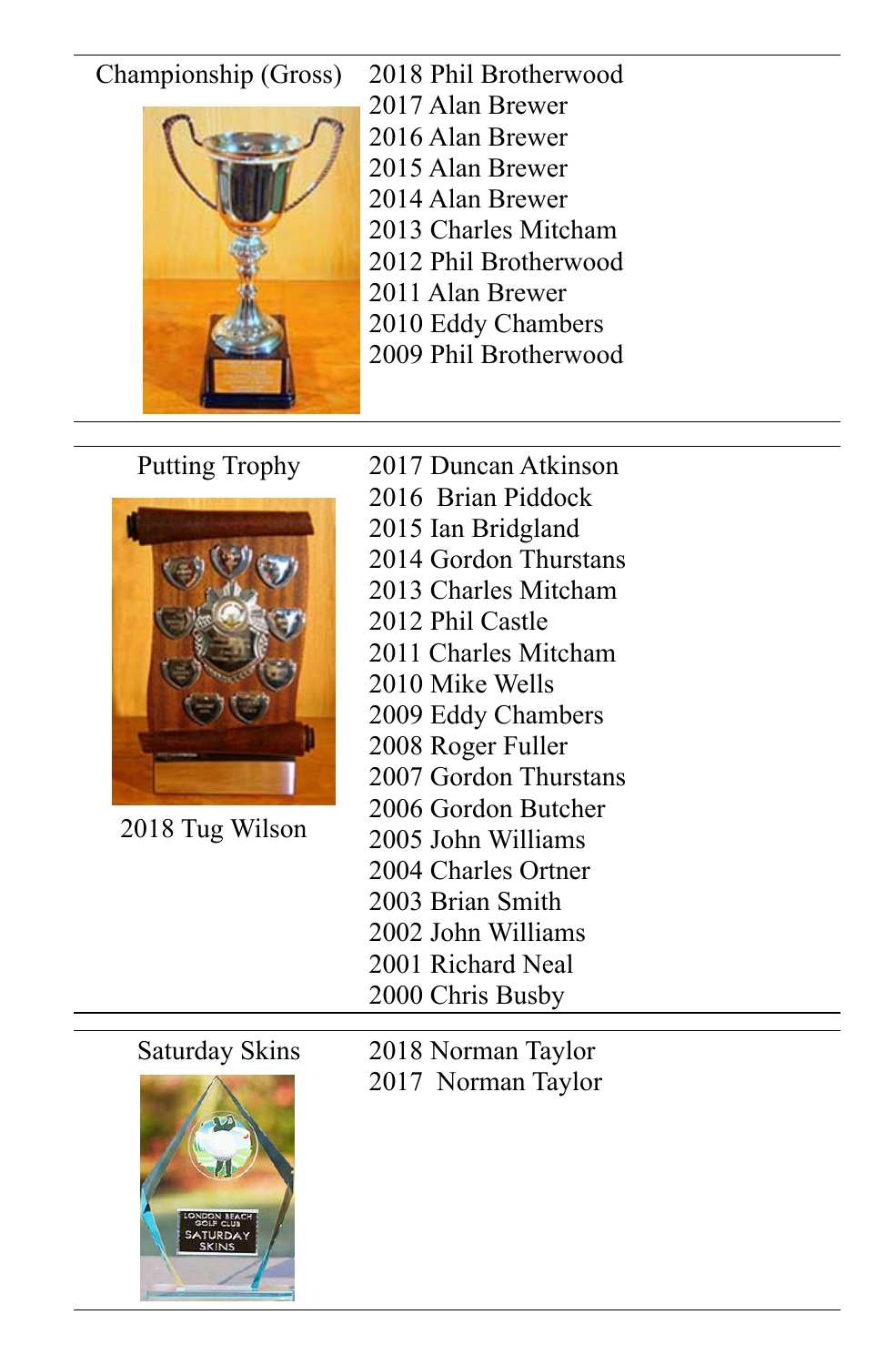| Championship (Gross) | 2018 Phil Brotherwood<br>2017 Alan Brewer<br>2016 Alan Brewer<br>2015 Alan Brewer<br>2014 Alan Brewer<br>2013 Charles Mitcham<br>2012 Phil Brotherwood<br>2011 Alan Brewer<br>2010 Eddy Chambers<br>2009 Phil Brotherwood |
|---|---|
| Putting Trophy<br><br>2018 Tug Wilson | 2017 Duncan Atkinson<br>2016 Brian Piddock<br>2015 Ian Bridgland<br>2014 Gordon Thurstans<br>2013 Charles Mitcham<br>2012 Phil Castle<br>2011 Charles Mitcham<br>2010 Mike Wells<br>2009 Eddy Chambers<br>2008 Roger Fuller<br>2007 Gordon Thurstans<br>2006 Gordon Butcher<br>2005 John Williams<br>2004 Charles Ortner<br>2003 Brian Smith<br>2002 John Williams<br>2001 Richard Neal<br>2000 Chris Busby |
| Saturday Skins | 2018 Norman Taylor<br>2017 Norman Taylor |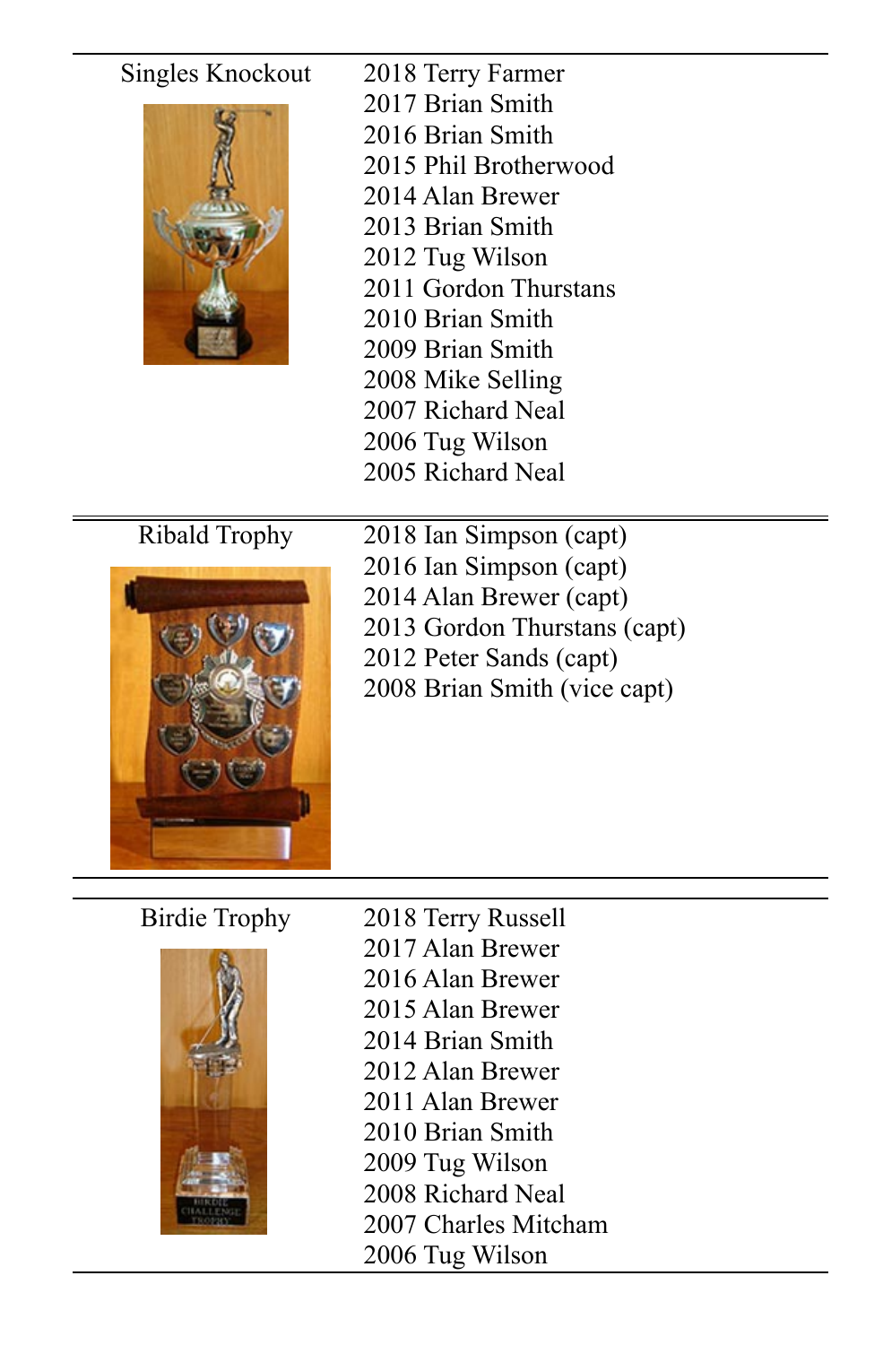| Trophy | Winners |
| --- | --- |
| Singles Knockout | 2018 Terry Farmer<br>2017 Brian Smith<br>2016 Brian Smith<br>2015 Phil Brotherwood<br>2014 Alan Brewer<br>2013 Brian Smith<br>2012 Tug Wilson<br>2011 Gordon Thurstans<br>2010 Brian Smith<br>2009 Brian Smith<br>2008 Mike Selling<br>2007 Richard Neal<br>2006 Tug Wilson<br>2005 Richard Neal |
| Ribald Trophy | 2018 Ian Simpson (capt)<br>2016 Ian Simpson (capt)<br>2014 Alan Brewer (capt)<br>2013 Gordon Thurstans (capt)<br>2012 Peter Sands (capt)<br>2008 Brian Smith (vice capt) |
| Birdie Trophy | 2018 Terry Russell<br>2017 Alan Brewer<br>2016 Alan Brewer<br>2015 Alan Brewer<br>2014 Brian Smith<br>2012 Alan Brewer<br>2011 Alan Brewer<br>2010 Brian Smith<br>2009 Tug Wilson<br>2008 Richard Neal<br>2007 Charles Mitcham<br>2006 Tug Wilson |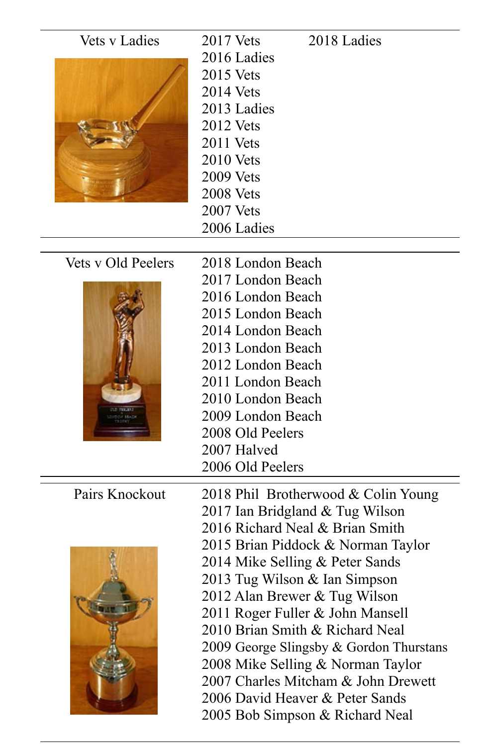| Vets v Ladies | 2017 Vets | 2018 Ladies |
|---|---|---|
| | 2016 Ladies | |
| | 2015 Vets | |
| | 2014 Vets | |
| | 2013 Ladies | |
| | 2012 Vets | |
| | 2011 Vets | |
| | 2010 Vets | |
| | 2009 Vets | |
| | 2008 Vets | |
| | 2007 Vets | |
| | 2006 Ladies | |

| Vets v Old Peelers | |
|---|---|
| | 2018 London Beach |
| | 2017 London Beach |
| | 2016 London Beach |
| | 2015 London Beach |
| | 2014 London Beach |
| | 2013 London Beach |
| | 2012 London Beach |
| | 2011 London Beach |
| | 2010 London Beach |
| | 2009 London Beach |
| | 2008 Old Peelers |
| | 2007 Halved |
| | 2006 Old Peelers |

| Pairs Knockout | |
|---|---|
| | 2018 Phil Brotherwood & Colin Young |
| | 2017 Ian Bridgland & Tug Wilson |
| | 2016 Richard Neal & Brian Smith |
| | 2015 Brian Piddock & Norman Taylor |
| | 2014 Mike Selling & Peter Sands |
| | 2013 Tug Wilson & Ian Simpson |
| | 2012 Alan Brewer & Tug Wilson |
| | 2011 Roger Fuller & John Mansell |
| | 2010 Brian Smith & Richard Neal |
| | 2009 George Slingsby & Gordon Thurstans |
| | 2008 Mike Selling & Norman Taylor |
| | 2007 Charles Mitcham & John Drewett |
| | 2006 David Heaver & Peter Sands |
| | 2005 Bob Simpson & Richard Neal |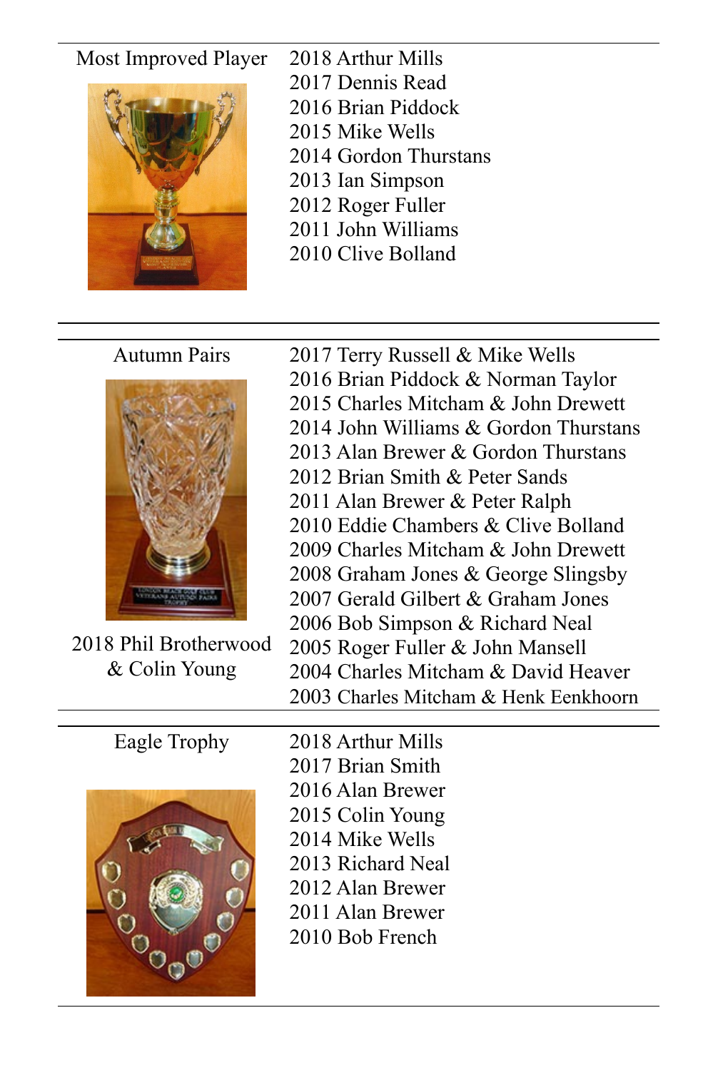| Most Improved Player | 2018 Arthur Mills<br>2017 Dennis Read<br>2016 Brian Piddock<br>2015 Mike Wells<br>2014 Gordon Thurstans<br>2013 Ian Simpson<br>2012 Roger Fuller<br>2011 John Williams<br>2010 Clive Bolland |
|---|---|

| Autumn Pairs<br><br>2018 Phil Brotherwood & Colin Young | 2017 Terry Russell & Mike Wells<br>2016 Brian Piddock & Norman Taylor<br>2015 Charles Mitcham & John Drewett<br>2014 John Williams & Gordon Thurstans<br>2013 Alan Brewer & Gordon Thurstans<br>2012 Brian Smith & Peter Sands<br>2011 Alan Brewer & Peter Ralph<br>2010 Eddie Chambers & Clive Bolland<br>2009 Charles Mitcham & John Drewett<br>2008 Graham Jones & George Slingsby<br>2007 Gerald Gilbert & Graham Jones<br>2006 Bob Simpson & Richard Neal<br>2005 Roger Fuller & John Mansell<br>2004 Charles Mitcham & David Heaver<br>2003 Charles Mitcham & Henk Eenkhoorn |
|---|---|

| Eagle Trophy | 2018 Arthur Mills<br>2017 Brian Smith<br>2016 Alan Brewer<br>2015 Colin Young<br>2014 Mike Wells<br>2013 Richard Neal<br>2012 Alan Brewer<br>2011 Alan Brewer<br>2010 Bob French |
|---|---|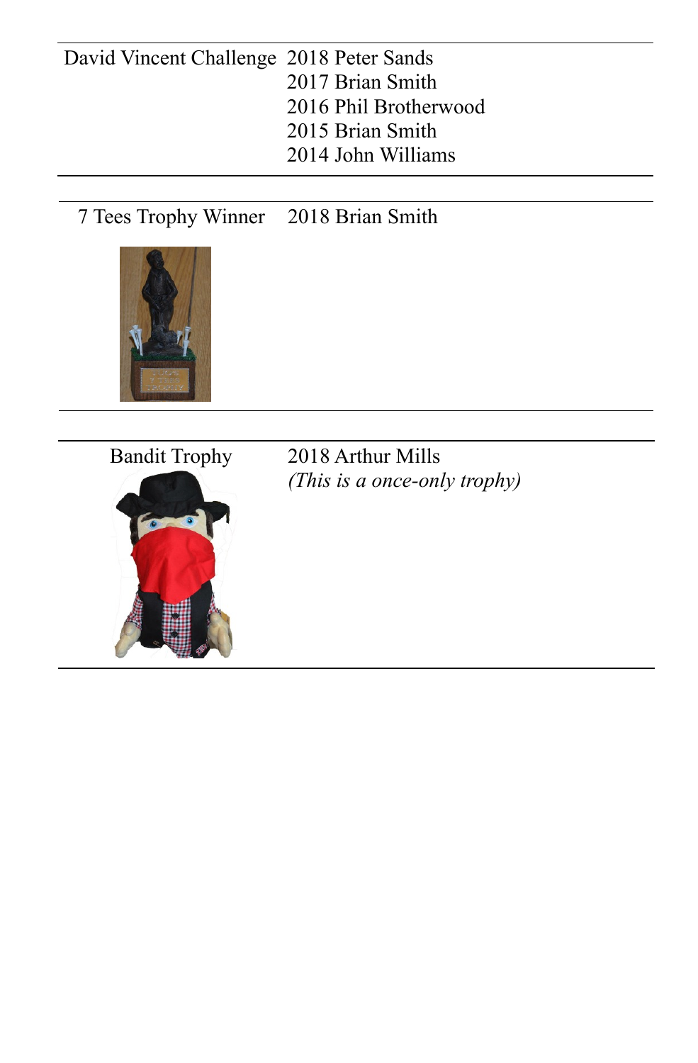| | |
|---|---|
| David Vincent Challenge | 2018 Peter Sands<br>2017 Brian Smith<br>2016 Phil Brotherwood<br>2015 Brian Smith<br>2014 John Williams |

| | |
|---|---|
| 7 Tees Trophy Winner | 2018 Brian Smith |

| | |
|---|---|
| Bandit Trophy | 2018 Arthur Mills<br>*(This is a once-only trophy)* |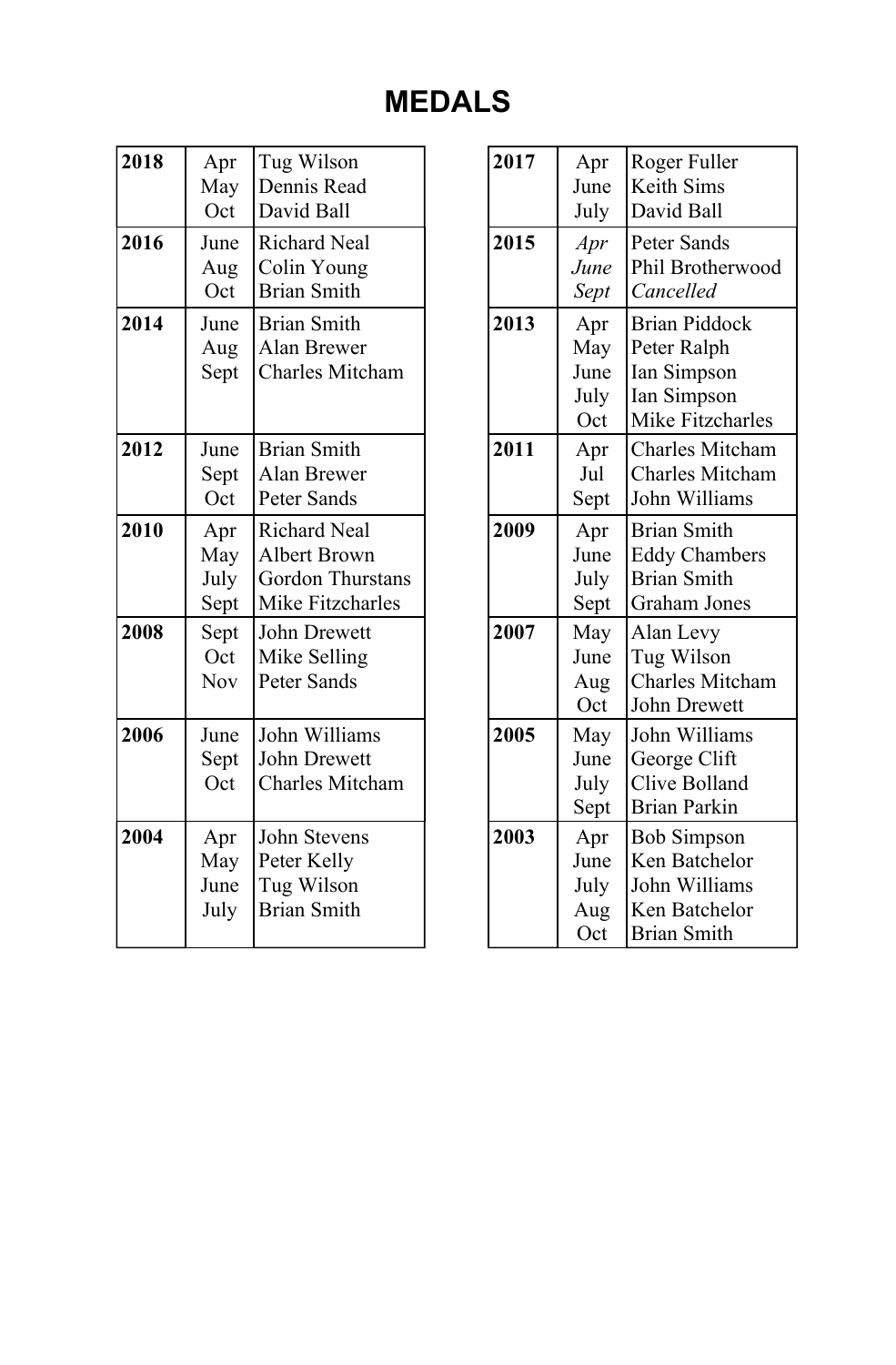# MEDALS

| | | |
|---|---|---|
| **2018** | Apr<br>May<br>Oct | Tug Wilson<br>Dennis Read<br>David Ball |
| **2016** | June<br>Aug<br>Oct | Richard Neal<br>Colin Young<br>Brian Smith |
| **2014** | June<br>Aug<br>Sept | Brian Smith<br>Alan Brewer<br>Charles Mitcham |
| **2012** | June<br>Sept<br>Oct | Brian Smith<br>Alan Brewer<br>Peter Sands |
| **2010** | Apr<br>May<br>July<br>Sept | Richard Neal<br>Albert Brown<br>Gordon Thurstans<br>Mike Fitzcharles |
| **2008** | Sept<br>Oct<br>Nov | John Drewett<br>Mike Selling<br>Peter Sands |
| **2006** | June<br>Sept<br>Oct | John Williams<br>John Drewett<br>Charles Mitcham |
| **2004** | Apr<br>May<br>June<br>July | John Stevens<br>Peter Kelly<br>Tug Wilson<br>Brian Smith |

| | | |
|---|---|---|
| **2017** | Apr<br>June<br>July | Roger Fuller<br>Keith Sims<br>David Ball |
| **2015** | *Apr*<br>*June*<br>*Sept* | Peter Sands<br>Phil Brotherwood<br>*Cancelled* |
| **2013** | Apr<br>May<br>June<br>July<br>Oct | Brian Piddock<br>Peter Ralph<br>Ian Simpson<br>Ian Simpson<br>Mike Fitzcharles |
| **2011** | Apr<br>Jul<br>Sept | Charles Mitcham<br>Charles Mitcham<br>John Williams |
| **2009** | Apr<br>June<br>July<br>Sept | Brian Smith<br>Eddy Chambers<br>Brian Smith<br>Graham Jones |
| **2007** | May<br>June<br>Aug<br>Oct | Alan Levy<br>Tug Wilson<br>Charles Mitcham<br>John Drewett |
| **2005** | May<br>June<br>July<br>Sept | John Williams<br>George Clift<br>Clive Bolland<br>Brian Parkin |
| **2003** | Apr<br>June<br>July<br>Aug<br>Oct | Bob Simpson<br>Ken Batchelor<br>John Williams<br>Ken Batchelor<br>Brian Smith |